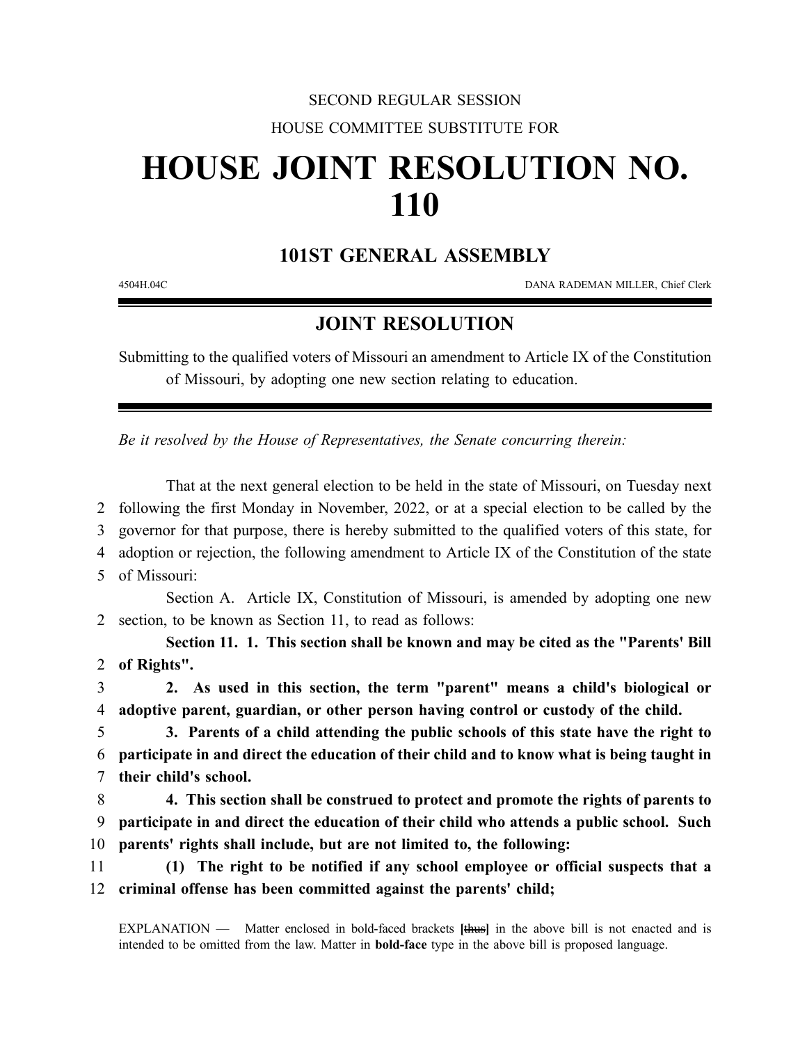SECOND REGULAR SESSION

HOUSE COMMITTEE SUBSTITUTE FOR

# HOUSE JOINT RESOLUTION NO. 110

## 101ST GENERAL ASSEMBLY

4504H.04C DANA RADEMAN MILLER, Chief Clerk

## JOINT RESOLUTION

Submitting to the qualified voters of Missouri an amendment to Article IX of the Constitution of Missouri, by adopting one new section relating to education.

*Be it resolved by the House of Representatives, the Senate concurring therein:*

That at the next general election to be held in the state of Missouri, on Tuesday next
2 following the first Monday in November, 2022, or at a special election to be called by the
3 governor for that purpose, there is hereby submitted to the qualified voters of this state, for
4 adoption or rejection, the following amendment to Article IX of the Constitution of the state
5 of Missouri:

Section A. Article IX, Constitution of Missouri, is amended by adopting one new
2 section, to be known as Section 11, to read as follows:

**Section 11. 1. This section shall be known and may be cited as the "Parents' Bill**
2 **of Rights".**
3 **2. As used in this section, the term "parent" means a child's biological or**
4 **adoptive parent, guardian, or other person having control or custody of the child.**
5 **3. Parents of a child attending the public schools of this state have the right to**
6 **participate in and direct the education of their child and to know what is being taught in**
7 **their child's school.**
8 **4. This section shall be construed to protect and promote the rights of parents to**
9 **participate in and direct the education of their child who attends a public school. Such**
10 **parents' rights shall include, but are not limited to, the following:**
11 **(1) The right to be notified if any school employee or official suspects that a**
12 **criminal offense has been committed against the parents' child;**

EXPLANATION — Matter enclosed in bold-faced brackets [~~thus~~] in the above bill is not enacted and is intended to be omitted from the law. Matter in **bold-face** type in the above bill is proposed language.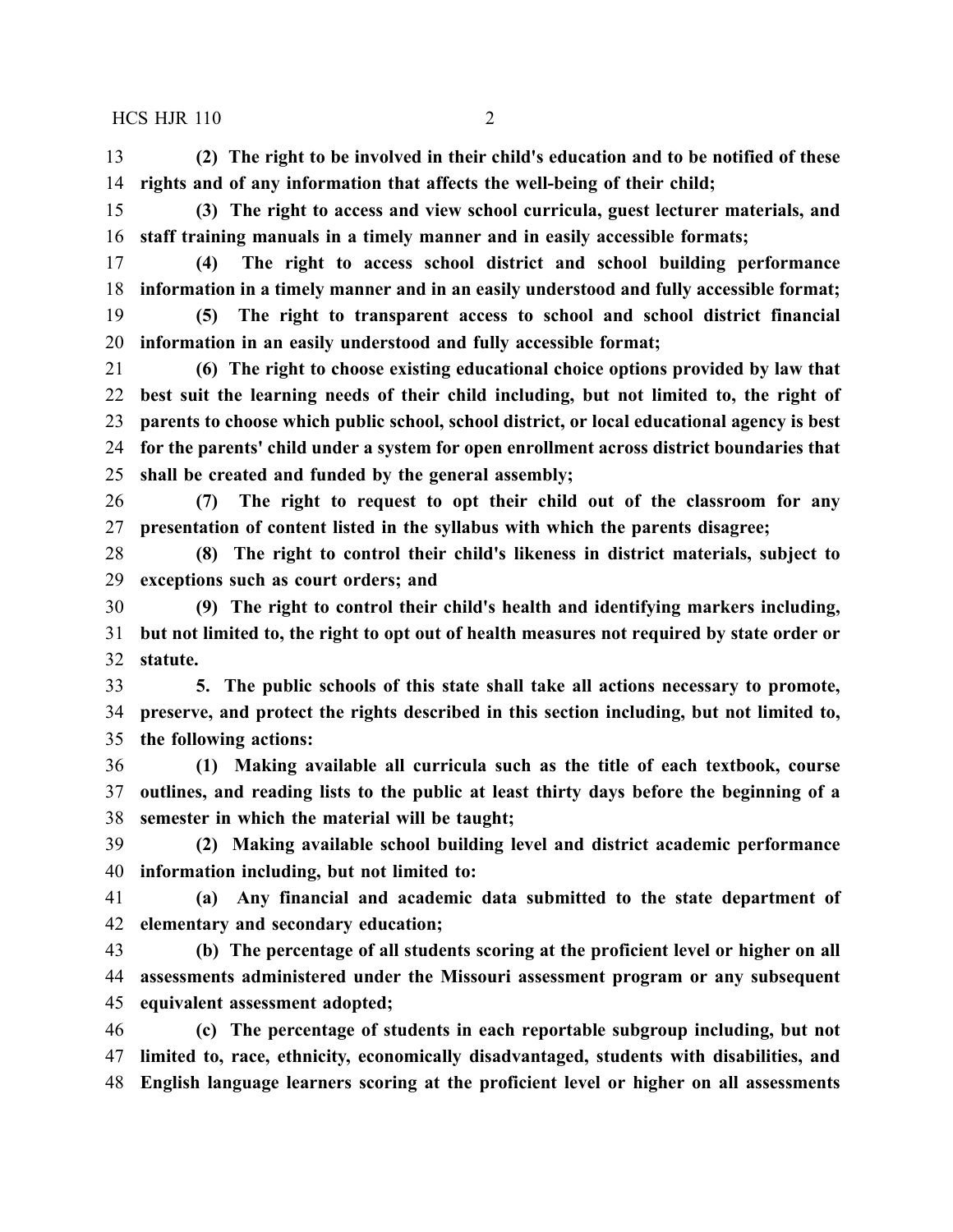**(2) The right to be involved in their child's education and to be notified of these rights and of any information that affects the well-being of their child;**

**(3) The right to access and view school curricula, guest lecturer materials, and staff training manuals in a timely manner and in easily accessible formats;**

**(4) The right to access school district and school building performance information in a timely manner and in an easily understood and fully accessible format;**

**(5) The right to transparent access to school and school district financial information in an easily understood and fully accessible format;**

**(6) The right to choose existing educational choice options provided by law that best suit the learning needs of their child including, but not limited to, the right of parents to choose which public school, school district, or local educational agency is best for the parents' child under a system for open enrollment across district boundaries that shall be created and funded by the general assembly;**

**(7) The right to request to opt their child out of the classroom for any presentation of content listed in the syllabus with which the parents disagree;**

**(8) The right to control their child's likeness in district materials, subject to exceptions such as court orders; and**

**(9) The right to control their child's health and identifying markers including, but not limited to, the right to opt out of health measures not required by state order or statute.**

**5. The public schools of this state shall take all actions necessary to promote, preserve, and protect the rights described in this section including, but not limited to, the following actions:**

**(1) Making available all curricula such as the title of each textbook, course outlines, and reading lists to the public at least thirty days before the beginning of a semester in which the material will be taught;**

**(2) Making available school building level and district academic performance information including, but not limited to:**

**(a) Any financial and academic data submitted to the state department of elementary and secondary education;**

**(b) The percentage of all students scoring at the proficient level or higher on all assessments administered under the Missouri assessment program or any subsequent equivalent assessment adopted;**

**(c) The percentage of students in each reportable subgroup including, but not limited to, race, ethnicity, economically disadvantaged, students with disabilities, and English language learners scoring at the proficient level or higher on all assessments**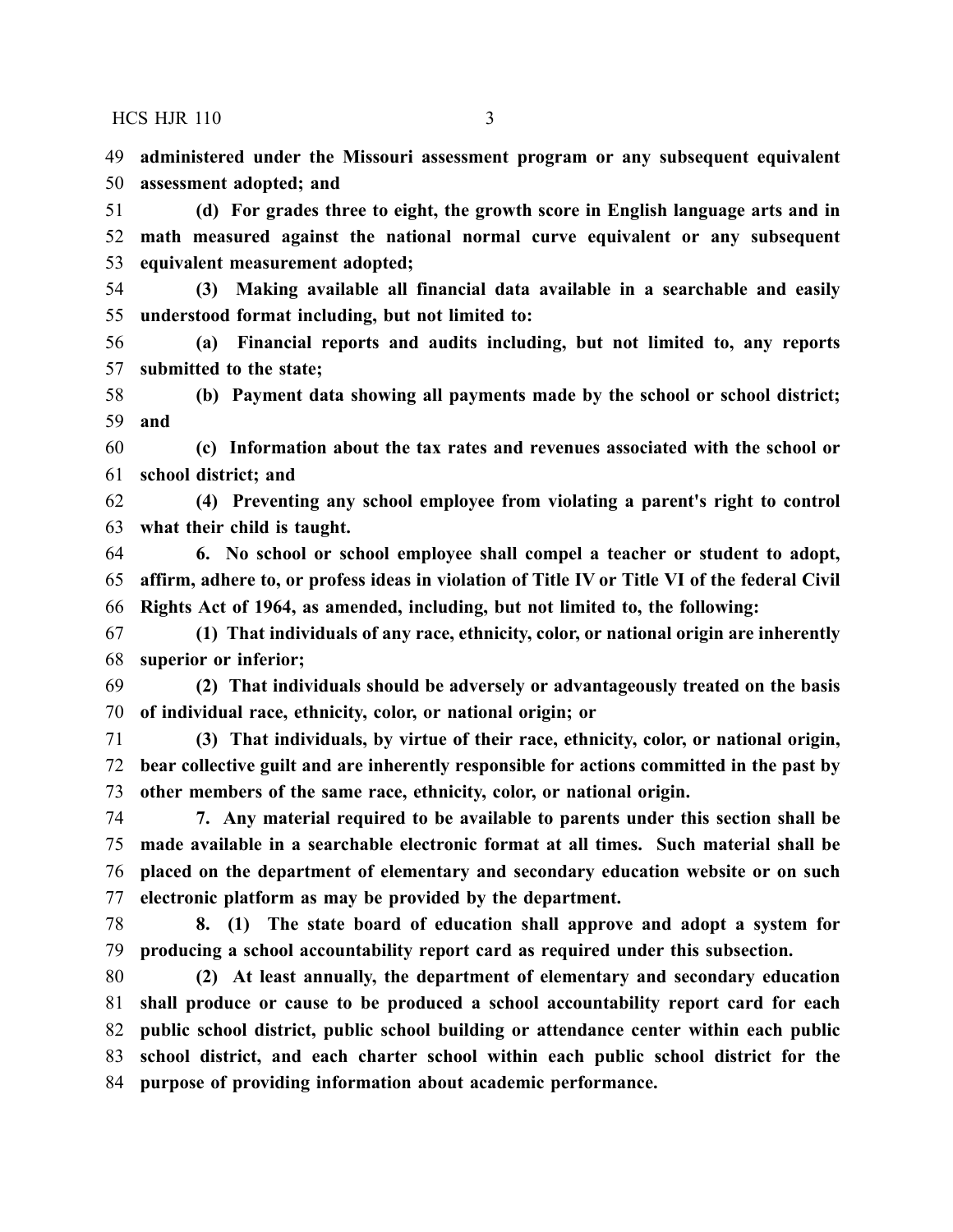**administered under the Missouri assessment program or any subsequent equivalent assessment adopted; and**

**(d) For grades three to eight, the growth score in English language arts and in math measured against the national normal curve equivalent or any subsequent equivalent measurement adopted;**

**(3) Making available all financial data available in a searchable and easily understood format including, but not limited to:**

**(a) Financial reports and audits including, but not limited to, any reports submitted to the state;**

**(b) Payment data showing all payments made by the school or school district; and**

**(c) Information about the tax rates and revenues associated with the school or school district; and**

**(4) Preventing any school employee from violating a parent's right to control what their child is taught.**

**6. No school or school employee shall compel a teacher or student to adopt, affirm, adhere to, or profess ideas in violation of Title IV or Title VI of the federal Civil Rights Act of 1964, as amended, including, but not limited to, the following:**

**(1) That individuals of any race, ethnicity, color, or national origin are inherently superior or inferior;**

**(2) That individuals should be adversely or advantageously treated on the basis of individual race, ethnicity, color, or national origin; or**

**(3) That individuals, by virtue of their race, ethnicity, color, or national origin, bear collective guilt and are inherently responsible for actions committed in the past by other members of the same race, ethnicity, color, or national origin.**

**7. Any material required to be available to parents under this section shall be made available in a searchable electronic format at all times. Such material shall be placed on the department of elementary and secondary education website or on such electronic platform as may be provided by the department.**

**8. (1) The state board of education shall approve and adopt a system for producing a school accountability report card as required under this subsection.**

**(2) At least annually, the department of elementary and secondary education shall produce or cause to be produced a school accountability report card for each public school district, public school building or attendance center within each public school district, and each charter school within each public school district for the purpose of providing information about academic performance.**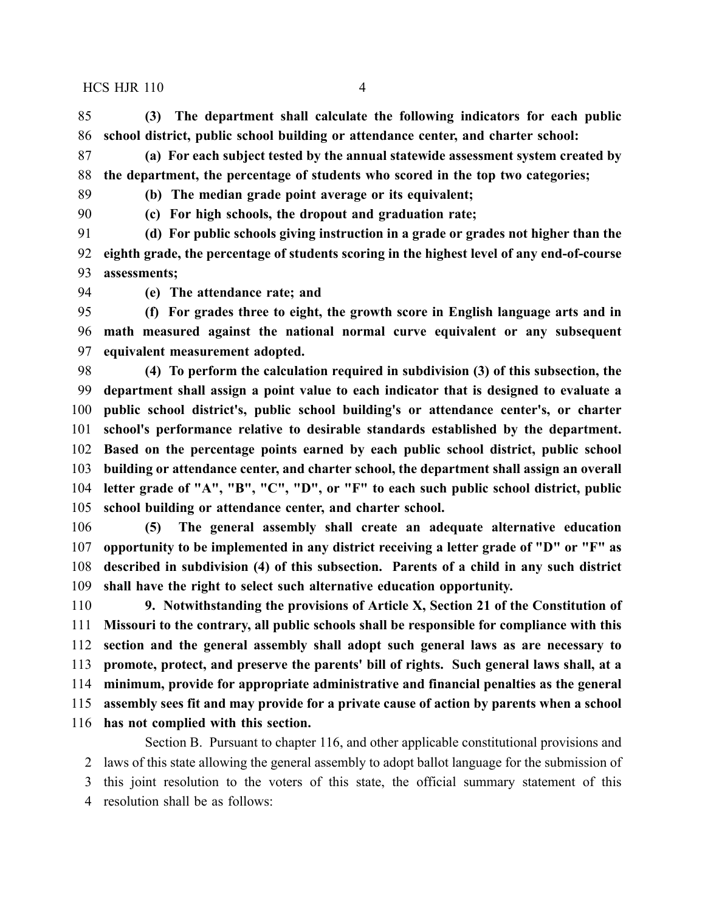**(3) The department shall calculate the following indicators for each public school district, public school building or attendance center, and charter school:**

**(a) For each subject tested by the annual statewide assessment system created by the department, the percentage of students who scored in the top two categories;**

**(b) The median grade point average or its equivalent;**

**(c) For high schools, the dropout and graduation rate;**

**(d) For public schools giving instruction in a grade or grades not higher than the eighth grade, the percentage of students scoring in the highest level of any end-of-course assessments;**

**(e) The attendance rate; and**

**(f) For grades three to eight, the growth score in English language arts and in math measured against the national normal curve equivalent or any subsequent equivalent measurement adopted.**

**(4) To perform the calculation required in subdivision (3) of this subsection, the department shall assign a point value to each indicator that is designed to evaluate a public school district's, public school building's or attendance center's, or charter school's performance relative to desirable standards established by the department. Based on the percentage points earned by each public school district, public school building or attendance center, and charter school, the department shall assign an overall letter grade of "A", "B", "C", "D", or "F" to each such public school district, public school building or attendance center, and charter school.**

**(5) The general assembly shall create an adequate alternative education opportunity to be implemented in any district receiving a letter grade of "D" or "F" as described in subdivision (4) of this subsection. Parents of a child in any such district shall have the right to select such alternative education opportunity.**

**9. Notwithstanding the provisions of Article X, Section 21 of the Constitution of Missouri to the contrary, all public schools shall be responsible for compliance with this section and the general assembly shall adopt such general laws as are necessary to promote, protect, and preserve the parents' bill of rights. Such general laws shall, at a minimum, provide for appropriate administrative and financial penalties as the general assembly sees fit and may provide for a private cause of action by parents when a school has not complied with this section.**

Section B. Pursuant to chapter 116, and other applicable constitutional provisions and laws of this state allowing the general assembly to adopt ballot language for the submission of this joint resolution to the voters of this state, the official summary statement of this resolution shall be as follows: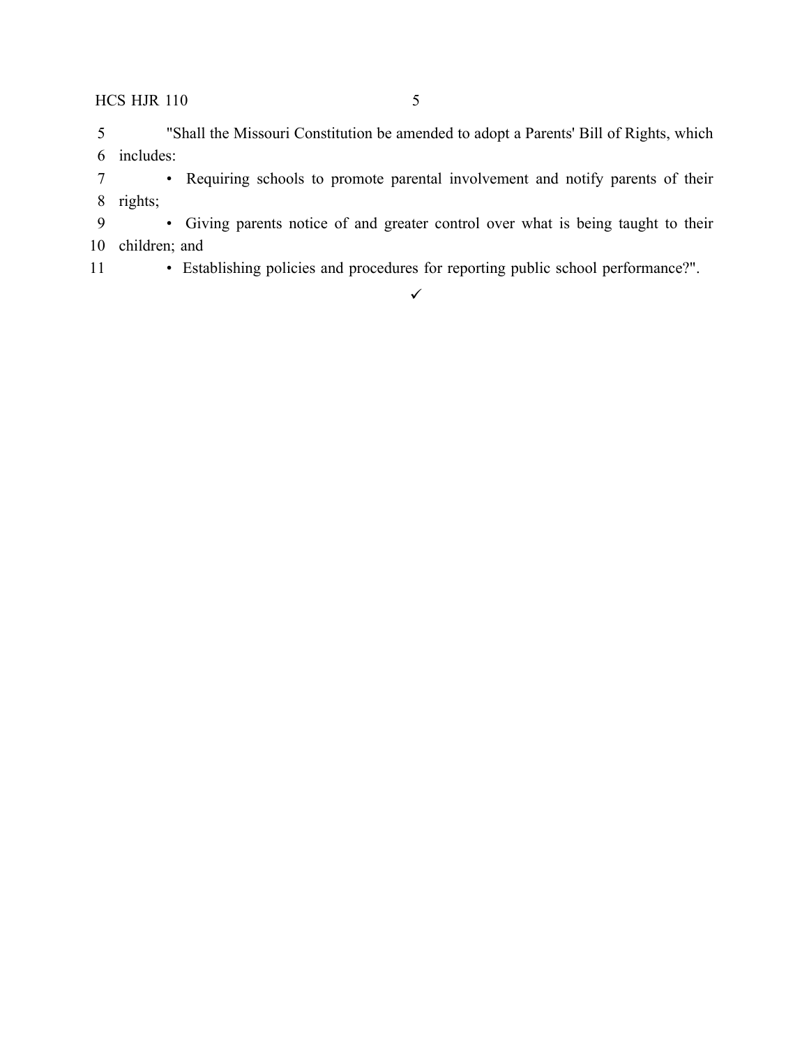"Shall the Missouri Constitution be amended to adopt a Parents' Bill of Rights, which includes:

- Requiring schools to promote parental involvement and notify parents of their rights;
- Giving parents notice of and greater control over what is being taught to their children; and
- Establishing policies and procedures for reporting public school performance?".

✓